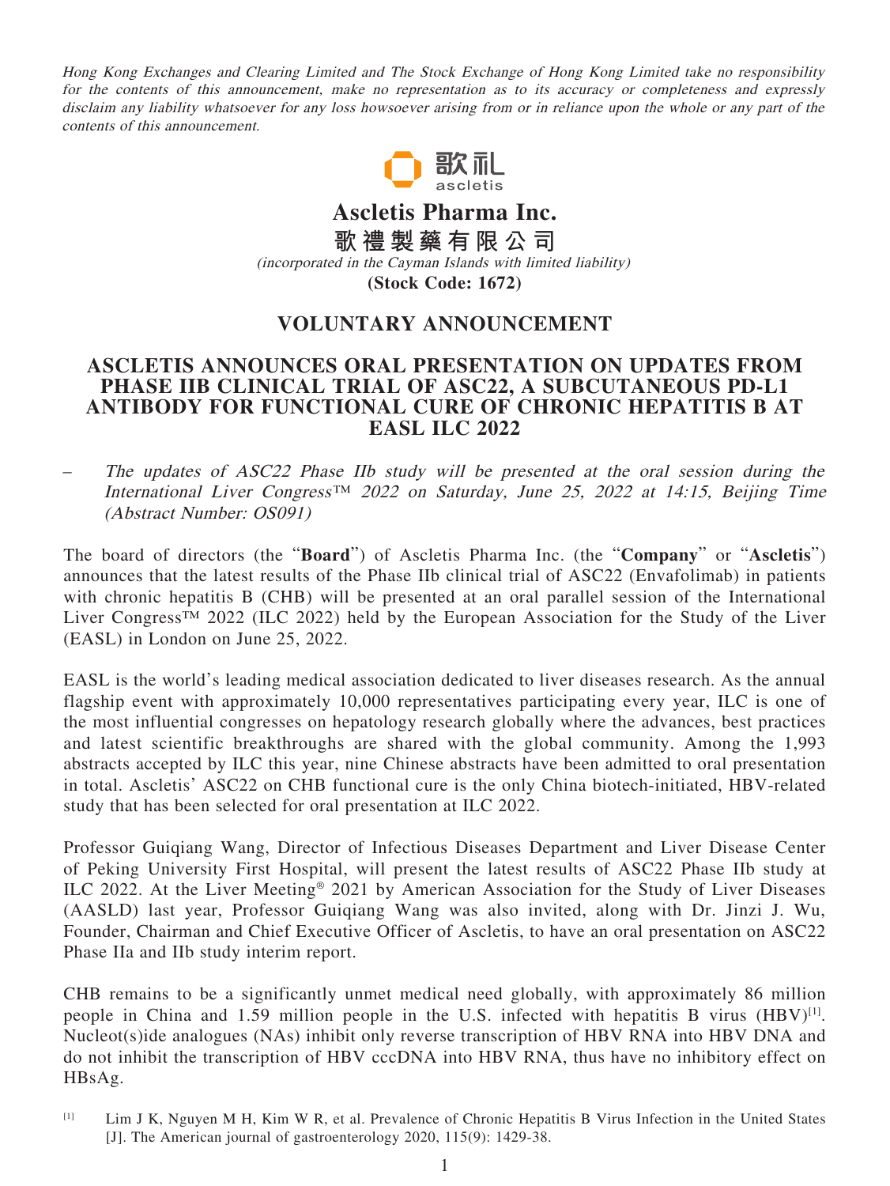*Hong Kong Exchanges and Clearing Limited and The Stock Exchange of Hong Kong Limited take no responsibility for the contents of this announcement, make no representation as to its accuracy or completeness and expressly disclaim any liability whatsoever for any loss howsoever arising from or in reliance upon the whole or any part of the contents of this announcement.*

歌礼
ascletis

# Ascletis Pharma Inc.

# 歌禮製藥有限公司

*(incorporated in the Cayman Islands with limited liability)*

**(Stock Code: 1672)**

## VOLUNTARY ANNOUNCEMENT

## ASCLETIS ANNOUNCES ORAL PRESENTATION ON UPDATES FROM PHASE IIB CLINICAL TRIAL OF ASC22, A SUBCUTANEOUS PD-L1 ANTIBODY FOR FUNCTIONAL CURE OF CHRONIC HEPATITIS B AT EASL ILC 2022

– *The updates of ASC22 Phase IIb study will be presented at the oral session during the International Liver Congress™ 2022 on Saturday, June 25, 2022 at 14:15, Beijing Time (Abstract Number: OS091)*

The board of directors (the "**Board**") of Ascletis Pharma Inc. (the "**Company**" or "**Ascletis**") announces that the latest results of the Phase IIb clinical trial of ASC22 (Envafolimab) in patients with chronic hepatitis B (CHB) will be presented at an oral parallel session of the International Liver Congress™ 2022 (ILC 2022) held by the European Association for the Study of the Liver (EASL) in London on June 25, 2022.

EASL is the world's leading medical association dedicated to liver diseases research. As the annual flagship event with approximately 10,000 representatives participating every year, ILC is one of the most influential congresses on hepatology research globally where the advances, best practices and latest scientific breakthroughs are shared with the global community. Among the 1,993 abstracts accepted by ILC this year, nine Chinese abstracts have been admitted to oral presentation in total. Ascletis' ASC22 on CHB functional cure is the only China biotech-initiated, HBV-related study that has been selected for oral presentation at ILC 2022.

Professor Guiqiang Wang, Director of Infectious Diseases Department and Liver Disease Center of Peking University First Hospital, will present the latest results of ASC22 Phase IIb study at ILC 2022. At the Liver Meeting® 2021 by American Association for the Study of Liver Diseases (AASLD) last year, Professor Guiqiang Wang was also invited, along with Dr. Jinzi J. Wu, Founder, Chairman and Chief Executive Officer of Ascletis, to have an oral presentation on ASC22 Phase IIa and IIb study interim report.

CHB remains to be a significantly unmet medical need globally, with approximately 86 million people in China and 1.59 million people in the U.S. infected with hepatitis B virus (HBV)[1]. Nucleot(s)ide analogues (NAs) inhibit only reverse transcription of HBV RNA into HBV DNA and do not inhibit the transcription of HBV cccDNA into HBV RNA, thus have no inhibitory effect on HBsAg.

[1] Lim J K, Nguyen M H, Kim W R, et al. Prevalence of Chronic Hepatitis B Virus Infection in the United States [J]. The American journal of gastroenterology 2020, 115(9): 1429-38.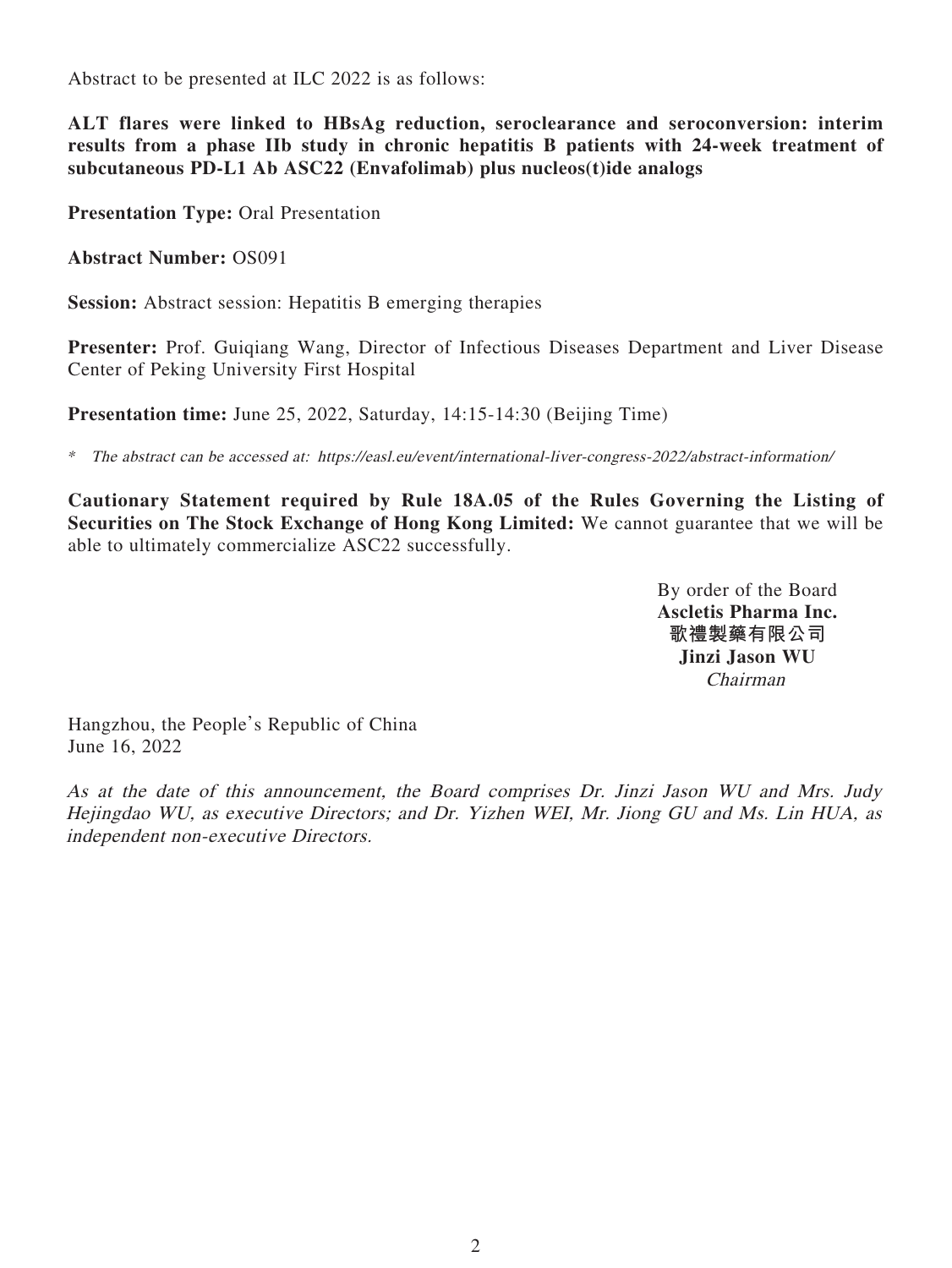Abstract to be presented at ILC 2022 is as follows:

**ALT flares were linked to HBsAg reduction, seroclearance and seroconversion: interim results from a phase IIb study in chronic hepatitis B patients with 24-week treatment of subcutaneous PD-L1 Ab ASC22 (Envafolimab) plus nucleos(t)ide analogs**

**Presentation Type:** Oral Presentation

**Abstract Number:** OS091

**Session:** Abstract session: Hepatitis B emerging therapies

**Presenter:** Prof. Guiqiang Wang, Director of Infectious Diseases Department and Liver Disease Center of Peking University First Hospital

**Presentation time:** June 25, 2022, Saturday, 14:15-14:30 (Beijing Time)

* *The abstract can be accessed at: https://easl.eu/event/international-liver-congress-2022/abstract-information/*

**Cautionary Statement required by Rule 18A.05 of the Rules Governing the Listing of Securities on The Stock Exchange of Hong Kong Limited:** We cannot guarantee that we will be able to ultimately commercialize ASC22 successfully.

By order of the Board
**Ascletis Pharma Inc.**
**歌禮製藥有限公司**
**Jinzi Jason WU**
*Chairman*

Hangzhou, the People's Republic of China
June 16, 2022

*As at the date of this announcement, the Board comprises Dr. Jinzi Jason WU and Mrs. Judy Hejingdao WU, as executive Directors; and Dr. Yizhen WEI, Mr. Jiong GU and Ms. Lin HUA, as independent non-executive Directors.*